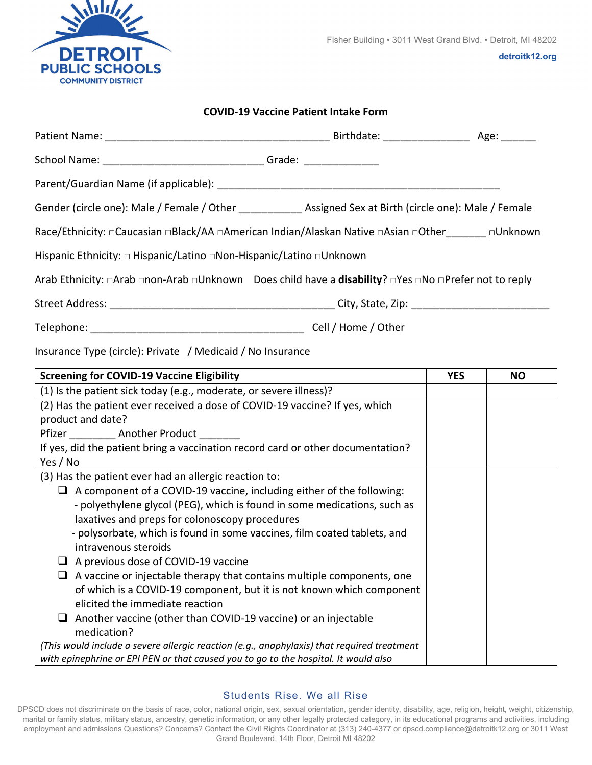**DETROIT PUBLIC SCHOOLS COMMUNITY DISTRICT**

Fisher Building • 3011 West Grand Blvd. • Detroit, MI 48202

detroitk12.org

## COVID-19 Vaccine Patient Intake Form

Patient Name: _______________________________________ Birthdate: _______________ Age: ______

School Name: ____________________________ Grade: _____________

Parent/Guardian Name (if applicable): __________________________________________________

Gender (circle one): Male / Female / Other ___________ Assigned Sex at Birth (circle one): Male / Female

Race/Ethnicity: ▫Caucasian ▫Black/AA ▫American Indian/Alaskan Native ▫Asian ▫Other_______ ▫Unknown

Hispanic Ethnicity: ▫ Hispanic/Latino ▫Non-Hispanic/Latino ▫Unknown

Arab Ethnicity: ▫Arab ▫non-Arab ▫Unknown Does child have a **disability**? ▫Yes ▫No ▫Prefer not to reply

Street Address: _______________________________________ City, State, Zip: ________________________

Telephone: ______________________________________ Cell / Home / Other

Insurance Type (circle): Private / Medicaid / No Insurance

| **Screening for COVID-19 Vaccine Eligibility** | **YES** | **NO** |
|---|---|---|
| (1) Is the patient sick today (e.g., moderate, or severe illness)? | | |
| (2) Has the patient ever received a dose of COVID-19 vaccine? If yes, which product and date?<br>Pfizer ________ Another Product _______<br>If yes, did the patient bring a vaccination record card or other documentation? Yes / No | | |
| (3) Has the patient ever had an allergic reaction to:<br>❑ A component of a COVID-19 vaccine, including either of the following:<br>- polyethylene glycol (PEG), which is found in some medications, such as laxatives and preps for colonoscopy procedures<br>- polysorbate, which is found in some vaccines, film coated tablets, and intravenous steroids<br>❑ A previous dose of COVID-19 vaccine<br>❑ A vaccine or injectable therapy that contains multiple components, one of which is a COVID-19 component, but it is not known which component elicited the immediate reaction<br>❑ Another vaccine (other than COVID-19 vaccine) or an injectable medication?<br>*(This would include a severe allergic reaction (e.g., anaphylaxis) that required treatment with epinephrine or EPI PEN or that caused you to go to the hospital. It would also* | | |

Students Rise. We all Rise

DPSCD does not discriminate on the basis of race, color, national origin, sex, sexual orientation, gender identity, disability, age, religion, height, weight, citizenship, marital or family status, military status, ancestry, genetic information, or any other legally protected category, in its educational programs and activities, including employment and admissions Questions? Concerns? Contact the Civil Rights Coordinator at (313) 240-4377 or dpscd.compliance@detroitk12.org or 3011 West Grand Boulevard, 14th Floor, Detroit MI 48202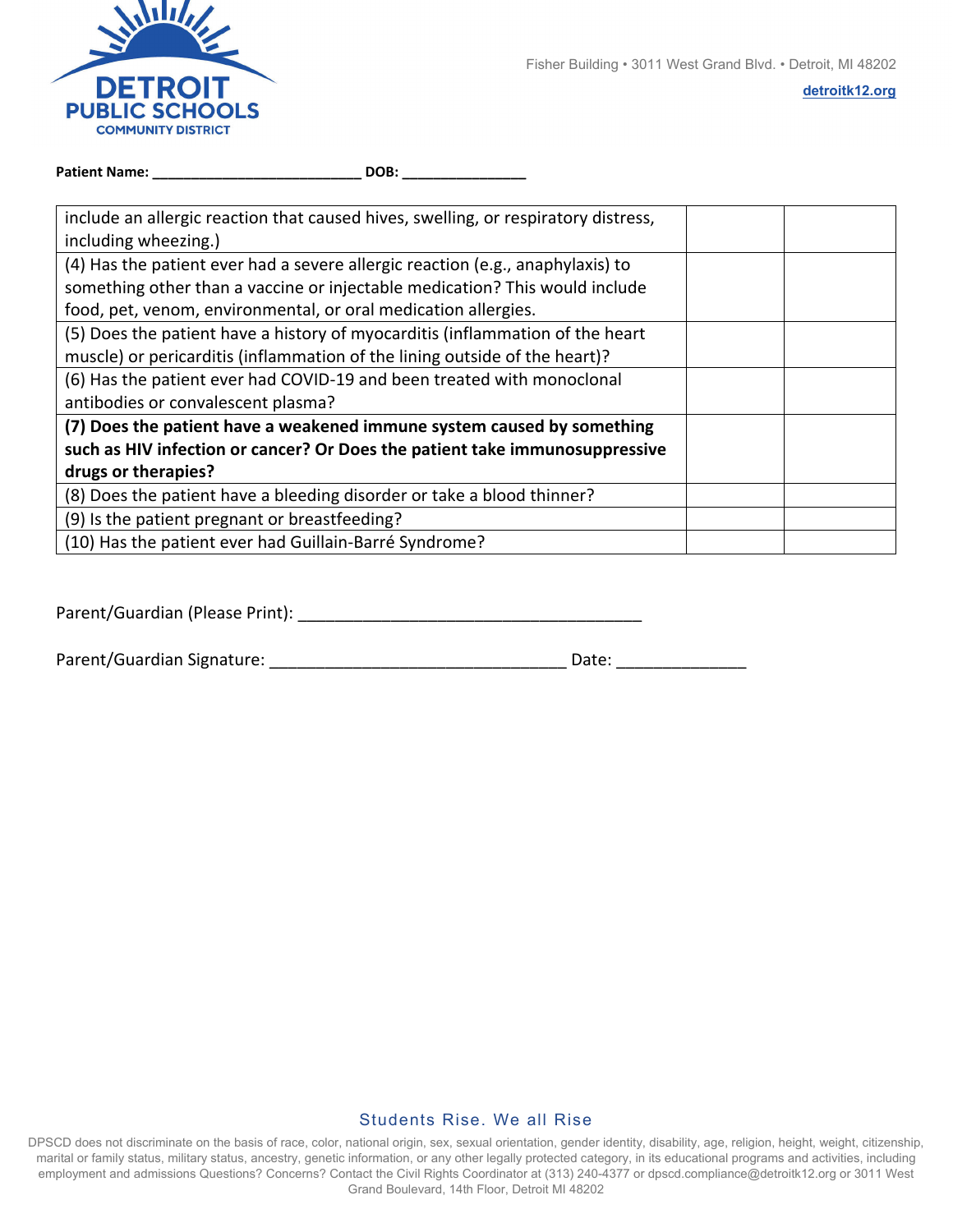**Patient Name: ___________________________ DOB: ________________**

| | | |
|---|---|---|
| include an allergic reaction that caused hives, swelling, or respiratory distress, including wheezing.) | | |
| (4) Has the patient ever had a severe allergic reaction (e.g., anaphylaxis) to something other than a vaccine or injectable medication? This would include food, pet, venom, environmental, or oral medication allergies. | | |
| (5) Does the patient have a history of myocarditis (inflammation of the heart muscle) or pericarditis (inflammation of the lining outside of the heart)? | | |
| (6) Has the patient ever had COVID-19 and been treated with monoclonal antibodies or convalescent plasma? | | |
| **(7) Does the patient have a weakened immune system caused by something such as HIV infection or cancer? Or Does the patient take immunosuppressive drugs or therapies?** | | |
| (8) Does the patient have a bleeding disorder or take a blood thinner? | | |
| (9) Is the patient pregnant or breastfeeding? | | |
| (10) Has the patient ever had Guillain-Barré Syndrome? | | |

Parent/Guardian (Please Print): _______________________________________

Parent/Guardian Signature: _________________________________ Date: ______________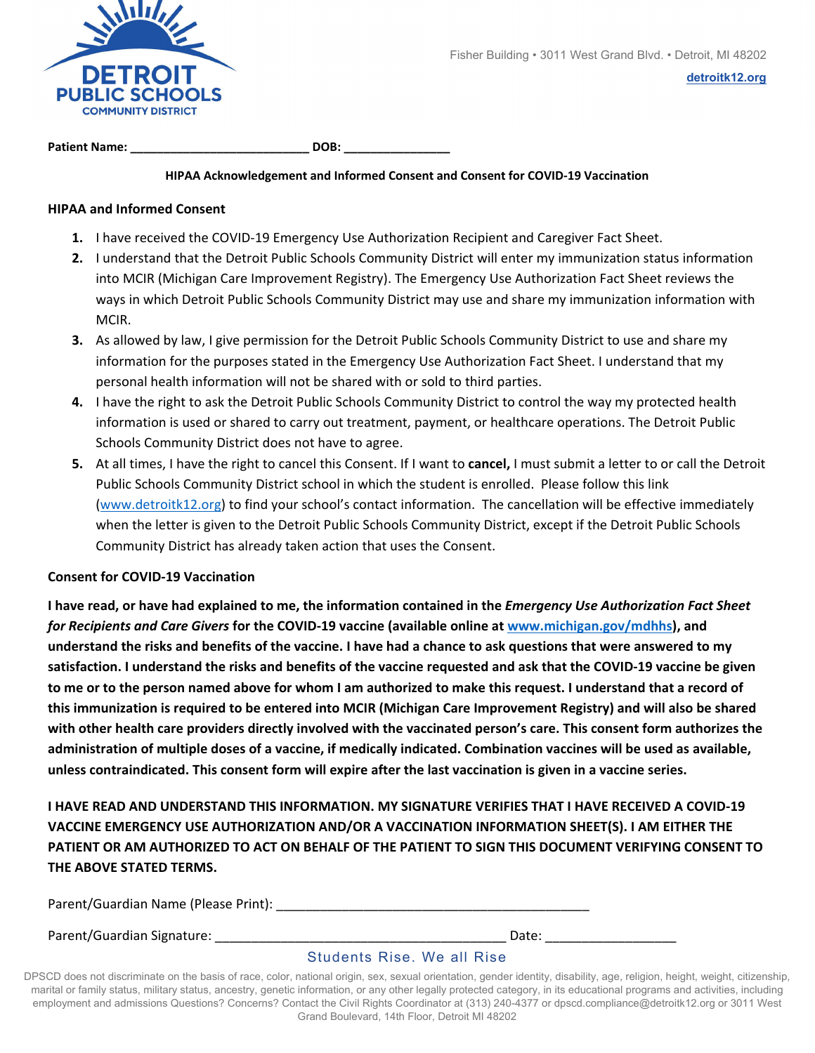Fisher Building • 3011 West Grand Blvd. • Detroit, MI 48202

[detroitk12.org](http://detroitk12.org)

**Patient Name: ___________________________ DOB: ________________**

**HIPAA Acknowledgement and Informed Consent and Consent for COVID-19 Vaccination**

**HIPAA and Informed Consent**

1. I have received the COVID-19 Emergency Use Authorization Recipient and Caregiver Fact Sheet.
2. I understand that the Detroit Public Schools Community District will enter my immunization status information into MCIR (Michigan Care Improvement Registry). The Emergency Use Authorization Fact Sheet reviews the ways in which Detroit Public Schools Community District may use and share my immunization information with MCIR.
3. As allowed by law, I give permission for the Detroit Public Schools Community District to use and share my information for the purposes stated in the Emergency Use Authorization Fact Sheet. I understand that my personal health information will not be shared with or sold to third parties.
4. I have the right to ask the Detroit Public Schools Community District to control the way my protected health information is used or shared to carry out treatment, payment, or healthcare operations. The Detroit Public Schools Community District does not have to agree.
5. At all times, I have the right to cancel this Consent. If I want to **cancel,** I must submit a letter to or call the Detroit Public Schools Community District school in which the student is enrolled. Please follow this link ([www.detroitk12.org](http://www.detroitk12.org)) to find your school's contact information. The cancellation will be effective immediately when the letter is given to the Detroit Public Schools Community District, except if the Detroit Public Schools Community District has already taken action that uses the Consent.

**Consent for COVID-19 Vaccination**

**I have read, or have had explained to me, the information contained in the *Emergency Use Authorization Fact Sheet for Recipients and Care Givers* for the COVID-19 vaccine (available online at [www.michigan.gov/mdhhs](http://www.michigan.gov/mdhhs)), and understand the risks and benefits of the vaccine. I have had a chance to ask questions that were answered to my satisfaction. I understand the risks and benefits of the vaccine requested and ask that the COVID-19 vaccine be given to me or to the person named above for whom I am authorized to make this request. I understand that a record of this immunization is required to be entered into MCIR (Michigan Care Improvement Registry) and will also be shared with other health care providers directly involved with the vaccinated person's care. This consent form authorizes the administration of multiple doses of a vaccine, if medically indicated. Combination vaccines will be used as available, unless contraindicated. This consent form will expire after the last vaccination is given in a vaccine series.**

**I HAVE READ AND UNDERSTAND THIS INFORMATION. MY SIGNATURE VERIFIES THAT I HAVE RECEIVED A COVID-19 VACCINE EMERGENCY USE AUTHORIZATION AND/OR A VACCINATION INFORMATION SHEET(S). I AM EITHER THE PATIENT OR AM AUTHORIZED TO ACT ON BEHALF OF THE PATIENT TO SIGN THIS DOCUMENT VERIFYING CONSENT TO THE ABOVE STATED TERMS.**

Parent/Guardian Name (Please Print): _____________________________________________

Parent/Guardian Signature: __________________________________________ Date: ___________________

Students Rise. We all Rise

DPSCD does not discriminate on the basis of race, color, national origin, sex, sexual orientation, gender identity, disability, age, religion, height, weight, citizenship, marital or family status, military status, ancestry, genetic information, or any other legally protected category, in its educational programs and activities, including employment and admissions Questions? Concerns? Contact the Civil Rights Coordinator at (313) 240-4377 or dpscd.compliance@detroitk12.org or 3011 West Grand Boulevard, 14th Floor, Detroit MI 48202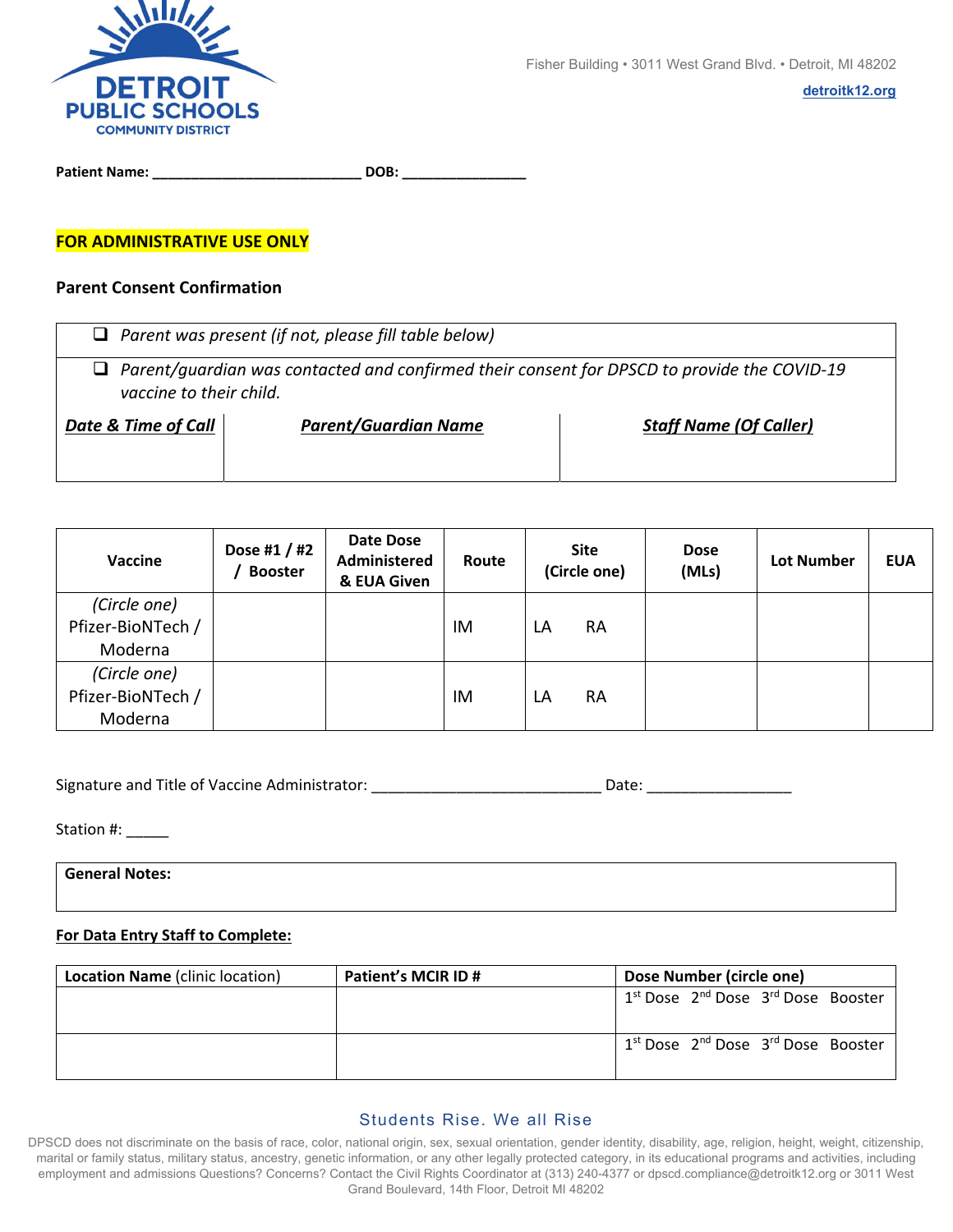DETROIT PUBLIC SCHOOLS COMMUNITY DISTRICT

Fisher Building • 3011 West Grand Blvd. • Detroit, MI 48202

detroitk12.org

**Patient Name:** ___________________________ **DOB:** ________________

**FOR ADMINISTRATIVE USE ONLY**

**Parent Consent Confirmation**

- ❑ *Parent was present (if not, please fill table below)*
- ❑ *Parent/guardian was contacted and confirmed their consent for DPSCD to provide the COVID-19 vaccine to their child.*

| ***Date & Time of Call*** | ***Parent/Guardian Name*** | ***Staff Name (Of Caller)*** |
|---|---|---|
| | | |

| Vaccine | Dose #1 / #2 / Booster | Date Dose Administered & EUA Given | Route | Site (Circle one) | Dose (MLs) | Lot Number | EUA |
|---|---|---|---|---|---|---|---|
| *(Circle one)* Pfizer-BioNTech / Moderna | | | IM | LA RA | | | |
| *(Circle one)* Pfizer-BioNTech / Moderna | | | IM | LA RA | | | |

Signature and Title of Vaccine Administrator: ___________________________ Date: _________________

Station #: _____

**General Notes:**

**For Data Entry Staff to Complete:**

| **Location Name** (clinic location) | **Patient's MCIR ID #** | **Dose Number (circle one)** |
|---|---|---|
| | | 1st Dose 2nd Dose 3rd Dose Booster |
| | | 1st Dose 2nd Dose 3rd Dose Booster |

Students Rise. We all Rise

DPSCD does not discriminate on the basis of race, color, national origin, sex, sexual orientation, gender identity, disability, age, religion, height, weight, citizenship, marital or family status, military status, ancestry, genetic information, or any other legally protected category, in its educational programs and activities, including employment and admissions Questions? Concerns? Contact the Civil Rights Coordinator at (313) 240-4377 or dpscd.compliance@detroitk12.org or 3011 West Grand Boulevard, 14th Floor, Detroit MI 48202